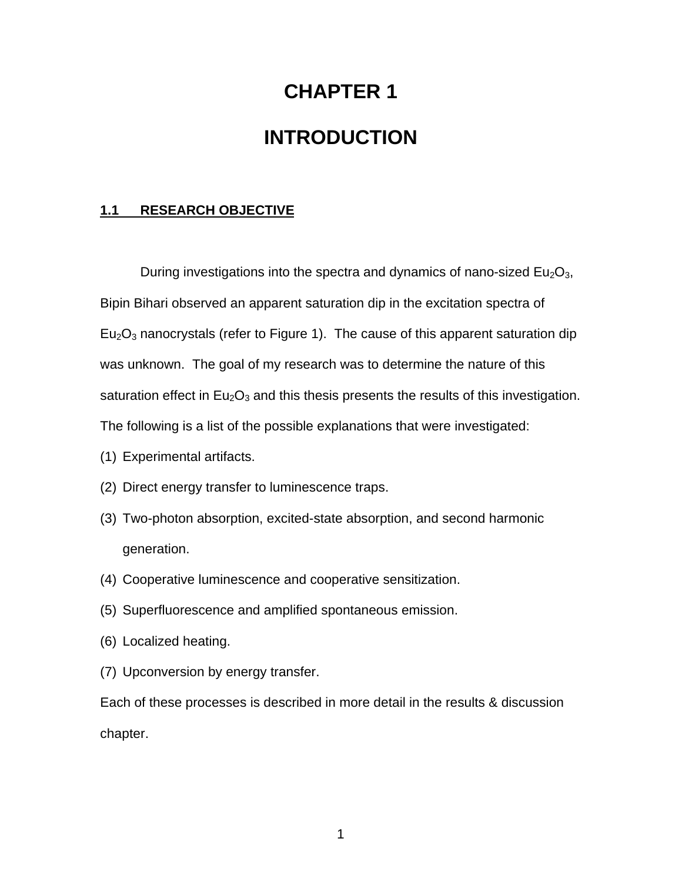# CHAPTER 1

# INTRODUCTION

## 1.1 RESEARCH OBJECTIVE

During investigations into the spectra and dynamics of nano-sized $Eu_2O_3$, Bipin Bihari observed an apparent saturation dip in the excitation spectra of $Eu_2O_3$ nanocrystals (refer to Figure 1). The cause of this apparent saturation dip was unknown. The goal of my research was to determine the nature of this saturation effect in $Eu_2O_3$ and this thesis presents the results of this investigation. The following is a list of the possible explanations that were investigated:

(1) Experimental artifacts.

(2) Direct energy transfer to luminescence traps.

(3) Two-photon absorption, excited-state absorption, and second harmonic generation.

(4) Cooperative luminescence and cooperative sensitization.

(5) Superfluorescence and amplified spontaneous emission.

(6) Localized heating.

(7) Upconversion by energy transfer.

Each of these processes is described in more detail in the results & discussion chapter.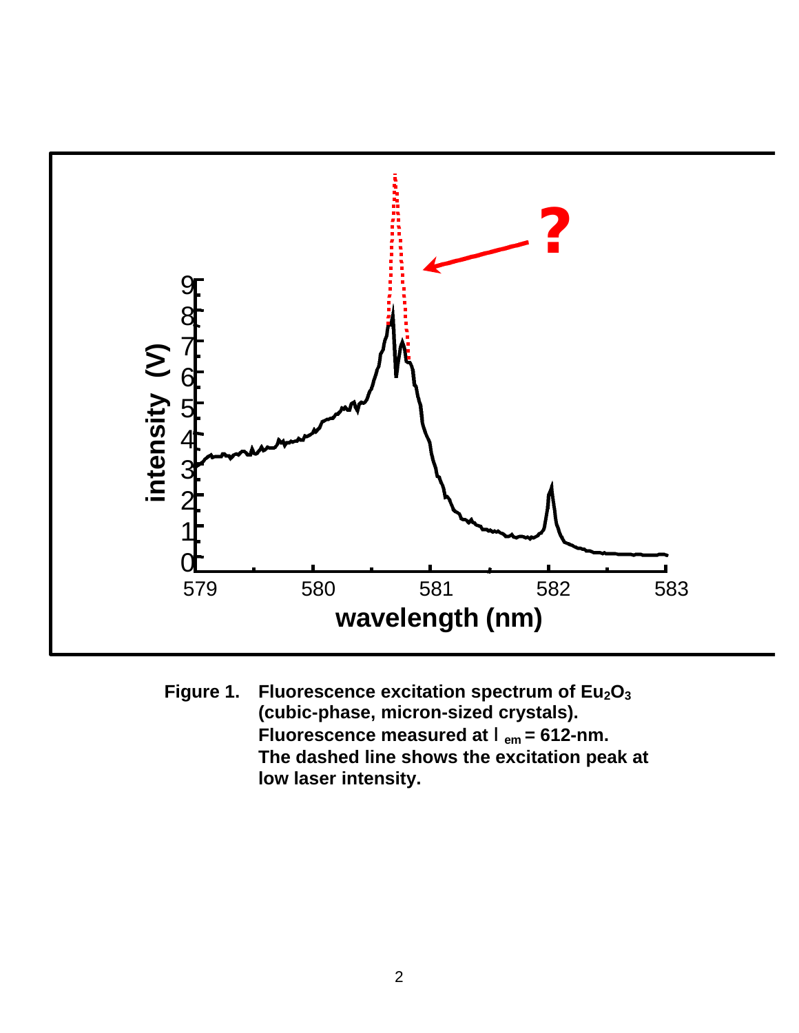**Figure 1.** **Fluorescence excitation spectrum of $Eu_2O_3$ (cubic-phase, micron-sized crystals). Fluorescence measured at $\lambda_{em}$ = 612-nm. The dashed line shows the excitation peak at low laser intensity.**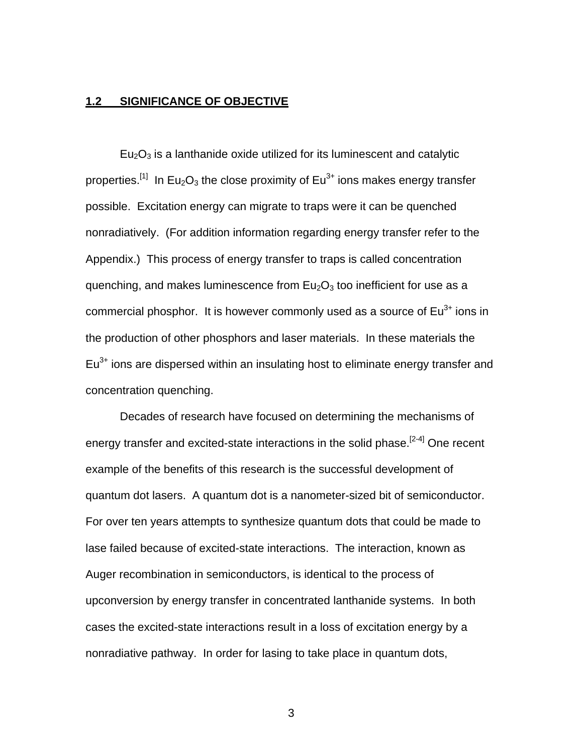## 1.2 SIGNIFICANCE OF OBJECTIVE

$Eu_2O_3$ is a lanthanide oxide utilized for its luminescent and catalytic properties.[1] In $Eu_2O_3$ the close proximity of $Eu^{3+}$ ions makes energy transfer possible. Excitation energy can migrate to traps were it can be quenched nonradiatively. (For addition information regarding energy transfer refer to the Appendix.) This process of energy transfer to traps is called concentration quenching, and makes luminescence from $Eu_2O_3$ too inefficient for use as a commercial phosphor. It is however commonly used as a source of $Eu^{3+}$ ions in the production of other phosphors and laser materials. In these materials the $Eu^{3+}$ ions are dispersed within an insulating host to eliminate energy transfer and concentration quenching.

Decades of research have focused on determining the mechanisms of energy transfer and excited-state interactions in the solid phase.[2-4] One recent example of the benefits of this research is the successful development of quantum dot lasers. A quantum dot is a nanometer-sized bit of semiconductor. For over ten years attempts to synthesize quantum dots that could be made to lase failed because of excited-state interactions. The interaction, known as Auger recombination in semiconductors, is identical to the process of upconversion by energy transfer in concentrated lanthanide systems. In both cases the excited-state interactions result in a loss of excitation energy by a nonradiative pathway. In order for lasing to take place in quantum dots,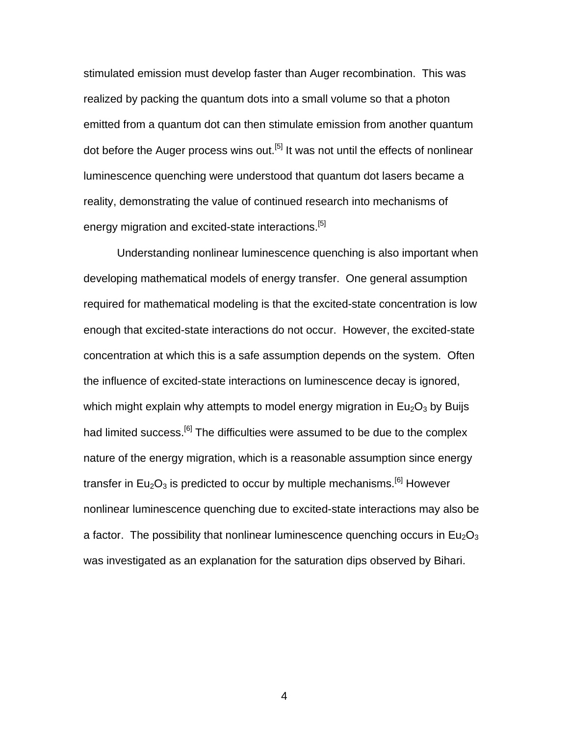stimulated emission must develop faster than Auger recombination. This was realized by packing the quantum dots into a small volume so that a photon emitted from a quantum dot can then stimulate emission from another quantum dot before the Auger process wins out.[5] It was not until the effects of nonlinear luminescence quenching were understood that quantum dot lasers became a reality, demonstrating the value of continued research into mechanisms of energy migration and excited-state interactions.[5]

Understanding nonlinear luminescence quenching is also important when developing mathematical models of energy transfer. One general assumption required for mathematical modeling is that the excited-state concentration is low enough that excited-state interactions do not occur. However, the excited-state concentration at which this is a safe assumption depends on the system. Often the influence of excited-state interactions on luminescence decay is ignored, which might explain why attempts to model energy migration in $Eu_2O_3$ by Buijs had limited success.[6] The difficulties were assumed to be due to the complex nature of the energy migration, which is a reasonable assumption since energy transfer in $Eu_2O_3$ is predicted to occur by multiple mechanisms.[6] However nonlinear luminescence quenching due to excited-state interactions may also be a factor. The possibility that nonlinear luminescence quenching occurs in $Eu_2O_3$ was investigated as an explanation for the saturation dips observed by Bihari.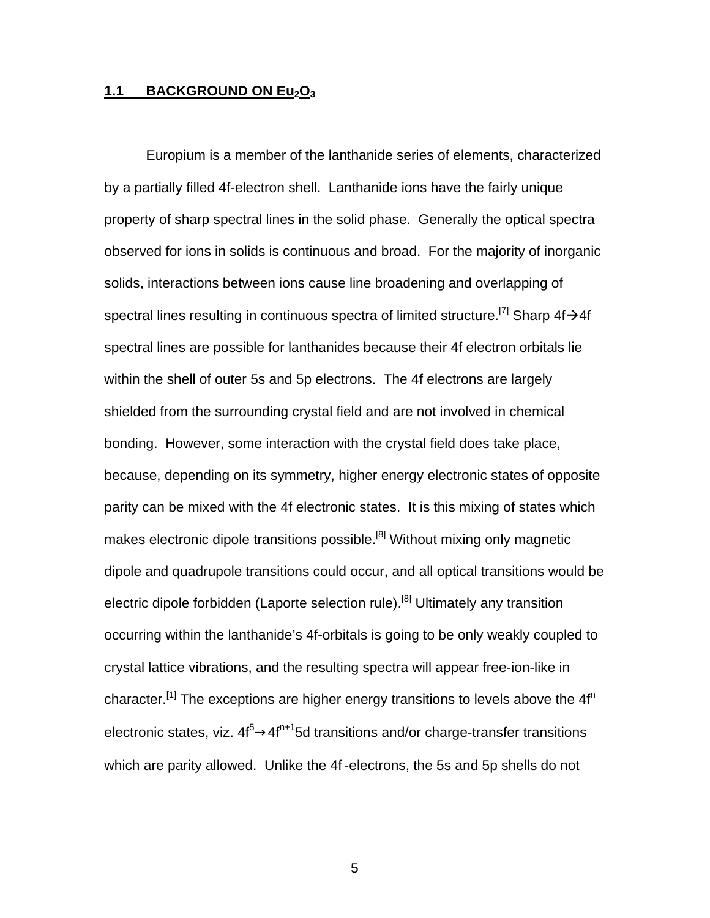## 1.1 BACKGROUND ON $Eu_2O_3$

Europium is a member of the lanthanide series of elements, characterized by a partially filled 4f-electron shell. Lanthanide ions have the fairly unique property of sharp spectral lines in the solid phase. Generally the optical spectra observed for ions in solids is continuous and broad. For the majority of inorganic solids, interactions between ions cause line broadening and overlapping of spectral lines resulting in continuous spectra of limited structure.[7] Sharp 4f→4f spectral lines are possible for lanthanides because their 4f electron orbitals lie within the shell of outer 5s and 5p electrons. The 4f electrons are largely shielded from the surrounding crystal field and are not involved in chemical bonding. However, some interaction with the crystal field does take place, because, depending on its symmetry, higher energy electronic states of opposite parity can be mixed with the 4f electronic states. It is this mixing of states which makes electronic dipole transitions possible.[8] Without mixing only magnetic dipole and quadrupole transitions could occur, and all optical transitions would be electric dipole forbidden (Laporte selection rule).[8] Ultimately any transition occurring within the lanthanide's 4f-orbitals is going to be only weakly coupled to crystal lattice vibrations, and the resulting spectra will appear free-ion-like in character.[1] The exceptions are higher energy transitions to levels above the $4f^n$ electronic states, viz. $4f^5 \rightarrow 4f^{n+1}5d$ transitions and/or charge-transfer transitions which are parity allowed. Unlike the 4f -electrons, the 5s and 5p shells do not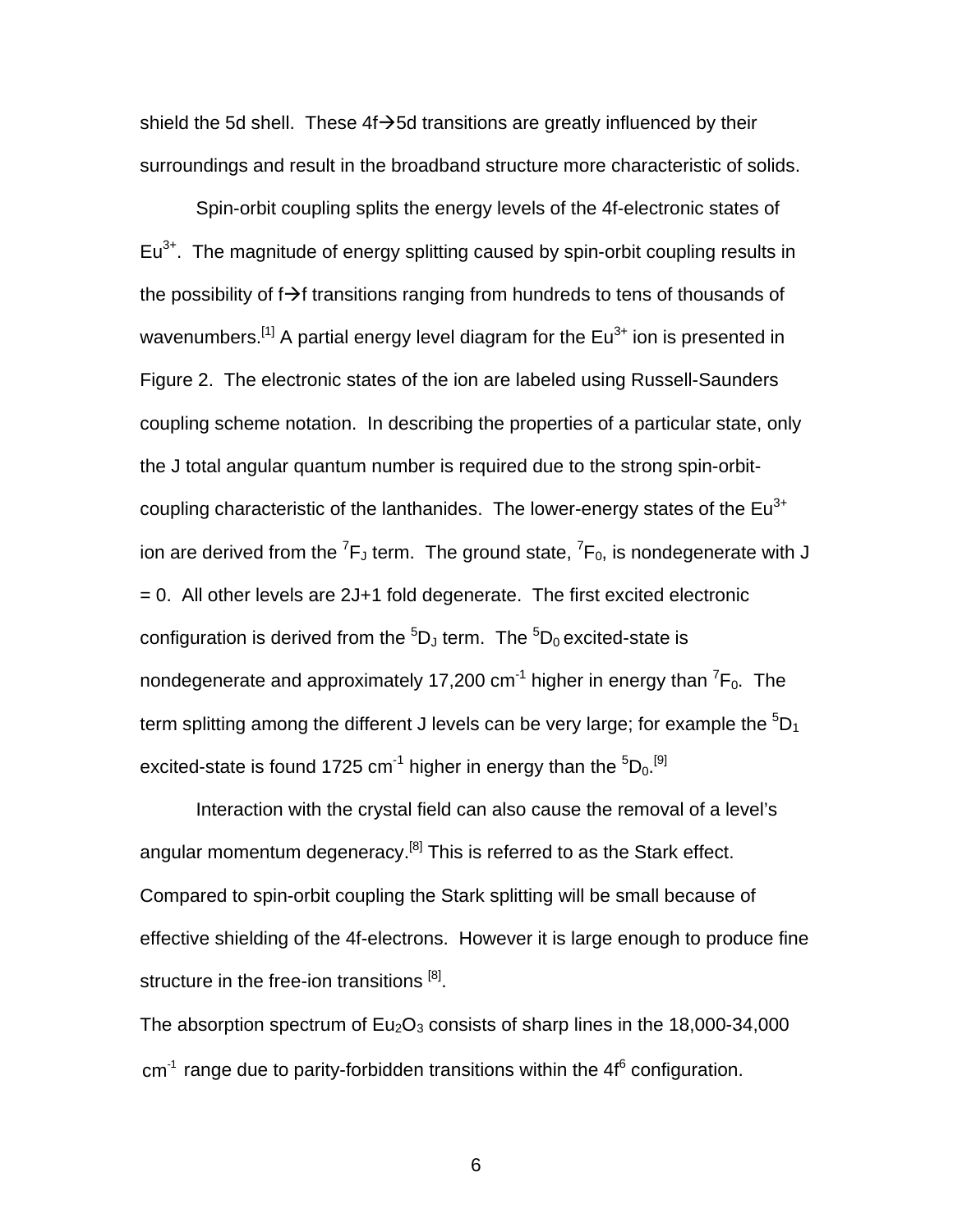shield the 5d shell. These 4f→5d transitions are greatly influenced by their surroundings and result in the broadband structure more characteristic of solids.

Spin-orbit coupling splits the energy levels of the 4f-electronic states of $Eu^{3+}$. The magnitude of energy splitting caused by spin-orbit coupling results in the possibility of f→f transitions ranging from hundreds to tens of thousands of wavenumbers.[1] A partial energy level diagram for the $Eu^{3+}$ ion is presented in Figure 2. The electronic states of the ion are labeled using Russell-Saunders coupling scheme notation. In describing the properties of a particular state, only the J total angular quantum number is required due to the strong spin-orbit-coupling characteristic of the lanthanides. The lower-energy states of the $Eu^{3+}$ ion are derived from the $^7F_J$ term. The ground state, $^7F_0$, is nondegenerate with J = 0. All other levels are 2J+1 fold degenerate. The first excited electronic configuration is derived from the $^5D_J$ term. The $^5D_0$ excited-state is nondegenerate and approximately 17,200 $cm^{-1}$ higher in energy than $^7F_0$. The term splitting among the different J levels can be very large; for example the $^5D_1$ excited-state is found 1725 $cm^{-1}$ higher in energy than the $^5D_0$.[9]

Interaction with the crystal field can also cause the removal of a level's angular momentum degeneracy.[8] This is referred to as the Stark effect. Compared to spin-orbit coupling the Stark splitting will be small because of effective shielding of the 4f-electrons. However it is large enough to produce fine structure in the free-ion transitions [8].

The absorption spectrum of $Eu_2O_3$ consists of sharp lines in the 18,000-34,000 $cm^{-1}$ range due to parity-forbidden transitions within the $4f^6$ configuration.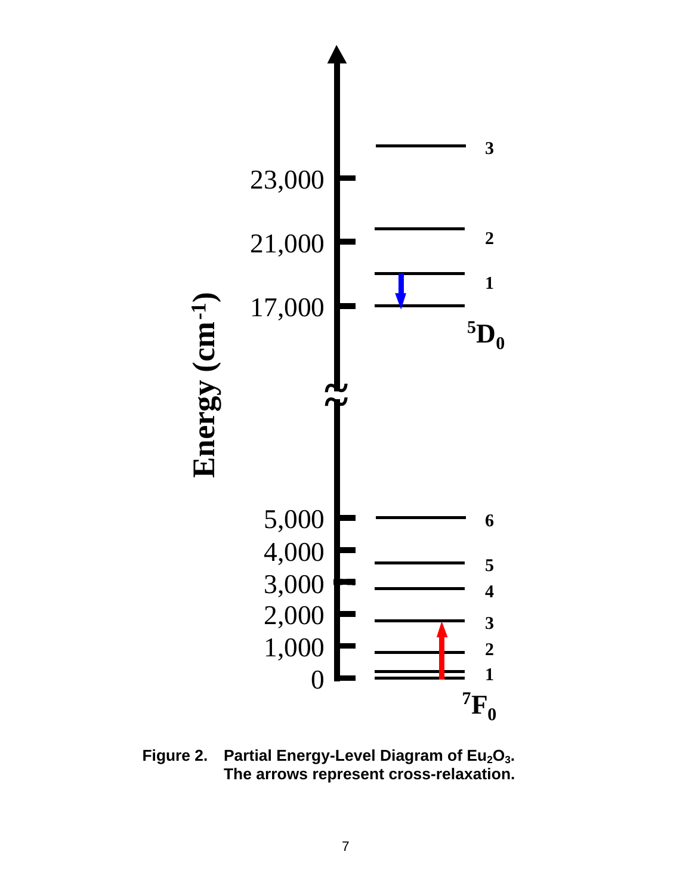Energy ($cm^{-1}$)

23,000

21,000

17,000

5,000

4,000

3,000

2,000

1,000

0

3

2

1

$^5D_0$

6

5

4

3

2

1

$^7F_0$

**Figure 2. Partial Energy-Level Diagram of $Eu_2O_3$. The arrows represent cross-relaxation.**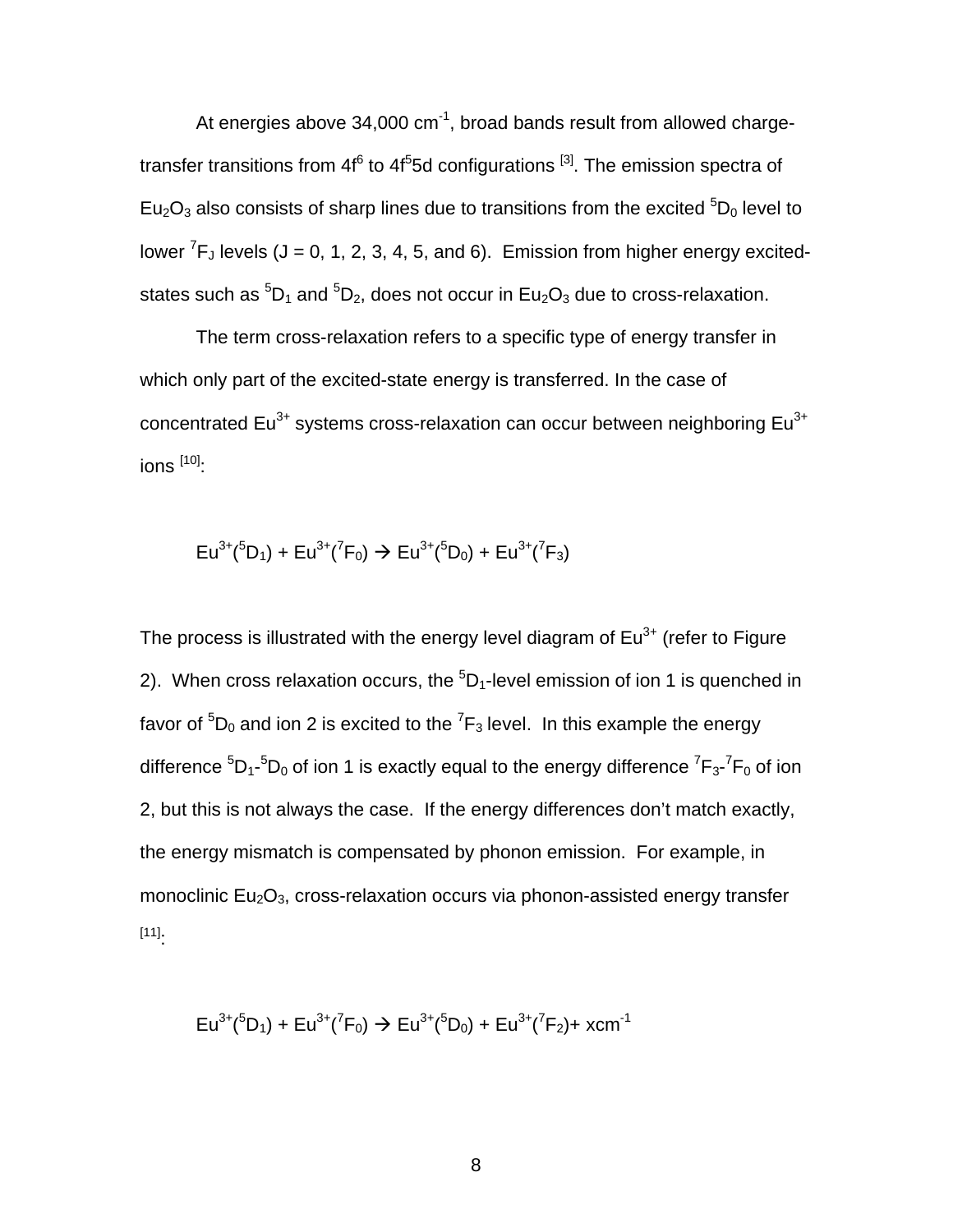At energies above 34,000 $cm^{-1}$, broad bands result from allowed charge-transfer transitions from $4f^6$ to $4f^55d$ configurations [3]. The emission spectra of $Eu_2O_3$ also consists of sharp lines due to transitions from the excited $^5D_0$ level to lower $^7F_J$ levels (J = 0, 1, 2, 3, 4, 5, and 6). Emission from higher energy excited-states such as $^5D_1$ and $^5D_2$, does not occur in $Eu_2O_3$ due to cross-relaxation.

The term cross-relaxation refers to a specific type of energy transfer in which only part of the excited-state energy is transferred. In the case of concentrated $Eu^{3+}$ systems cross-relaxation can occur between neighboring $Eu^{3+}$ ions [10]:

$$Eu^{3+}(^5D_1) + Eu^{3+}(^7F_0) \rightarrow Eu^{3+}(^5D_0) + Eu^{3+}(^7F_3)$$

The process is illustrated with the energy level diagram of $Eu^{3+}$ (refer to Figure 2). When cross relaxation occurs, the $^5D_1$-level emission of ion 1 is quenched in favor of $^5D_0$ and ion 2 is excited to the $^7F_3$ level. In this example the energy difference $^5D_1$-$^5D_0$ of ion 1 is exactly equal to the energy difference $^7F_3$-$^7F_0$ of ion 2, but this is not always the case. If the energy differences don't match exactly, the energy mismatch is compensated by phonon emission. For example, in monoclinic $Eu_2O_3$, cross-relaxation occurs via phonon-assisted energy transfer [11]:

$$Eu^{3+}(^5D_1) + Eu^{3+}(^7F_0) \rightarrow Eu^{3+}(^5D_0) + Eu^{3+}(^7F_2) + x\,cm^{-1}$$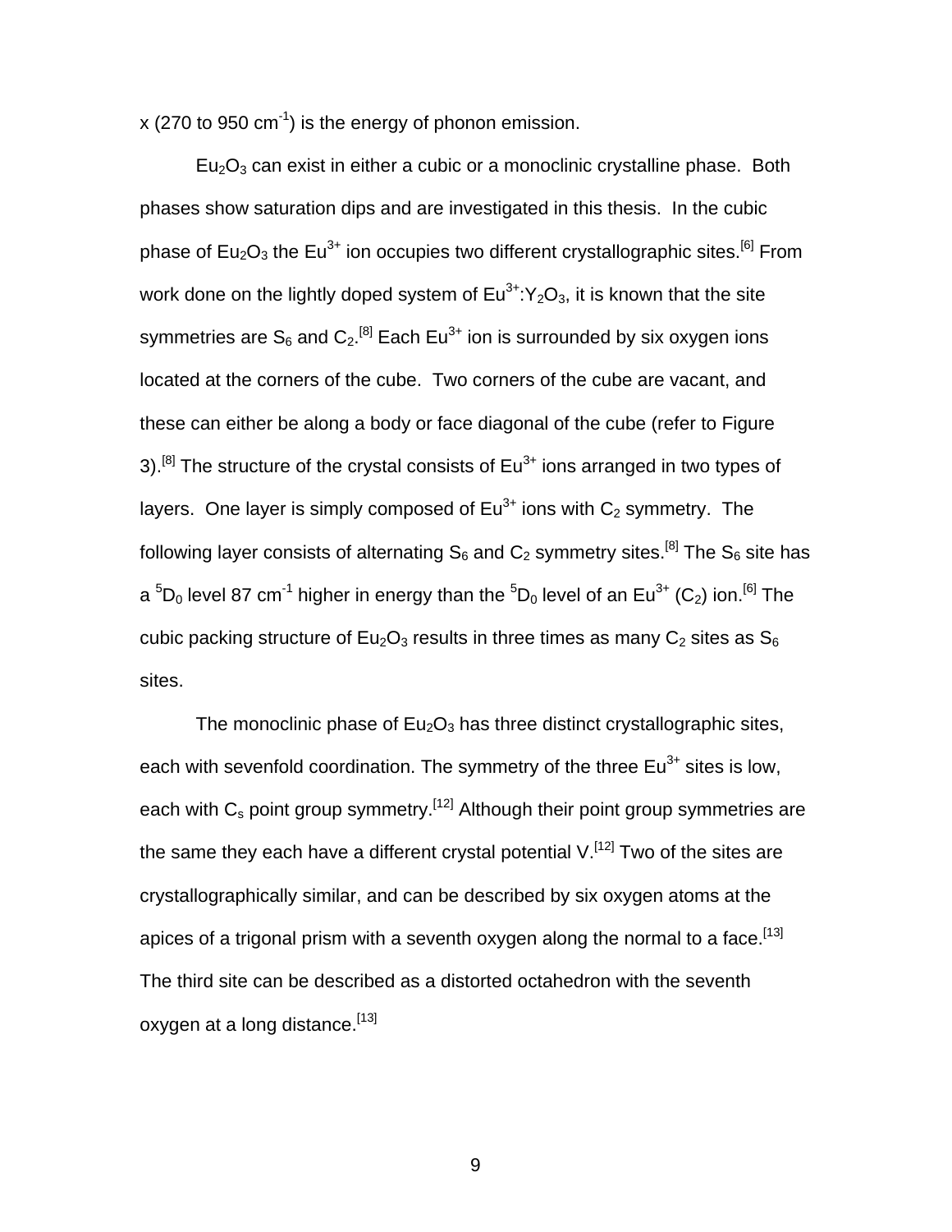x (270 to 950 $cm^{-1}$) is the energy of phonon emission.

$Eu_2O_3$ can exist in either a cubic or a monoclinic crystalline phase. Both phases show saturation dips and are investigated in this thesis. In the cubic phase of $Eu_2O_3$ the $Eu^{3+}$ ion occupies two different crystallographic sites.[6] From work done on the lightly doped system of $Eu^{3+}$:$Y_2O_3$, it is known that the site symmetries are $S_6$ and $C_2$.[8] Each $Eu^{3+}$ ion is surrounded by six oxygen ions located at the corners of the cube. Two corners of the cube are vacant, and these can either be along a body or face diagonal of the cube (refer to Figure 3).[8] The structure of the crystal consists of $Eu^{3+}$ ions arranged in two types of layers. One layer is simply composed of $Eu^{3+}$ ions with $C_2$ symmetry. The following layer consists of alternating $S_6$ and $C_2$ symmetry sites.[8] The $S_6$ site has a $^5D_0$ level 87 $cm^{-1}$ higher in energy than the $^5D_0$ level of an $Eu^{3+}$ ($C_2$) ion.[6] The cubic packing structure of $Eu_2O_3$ results in three times as many $C_2$ sites as $S_6$ sites.

The monoclinic phase of $Eu_2O_3$ has three distinct crystallographic sites, each with sevenfold coordination. The symmetry of the three $Eu^{3+}$ sites is low, each with $C_s$ point group symmetry.[12] Although their point group symmetries are the same they each have a different crystal potential V.[12] Two of the sites are crystallographically similar, and can be described by six oxygen atoms at the apices of a trigonal prism with a seventh oxygen along the normal to a face.[13] The third site can be described as a distorted octahedron with the seventh oxygen at a long distance.[13]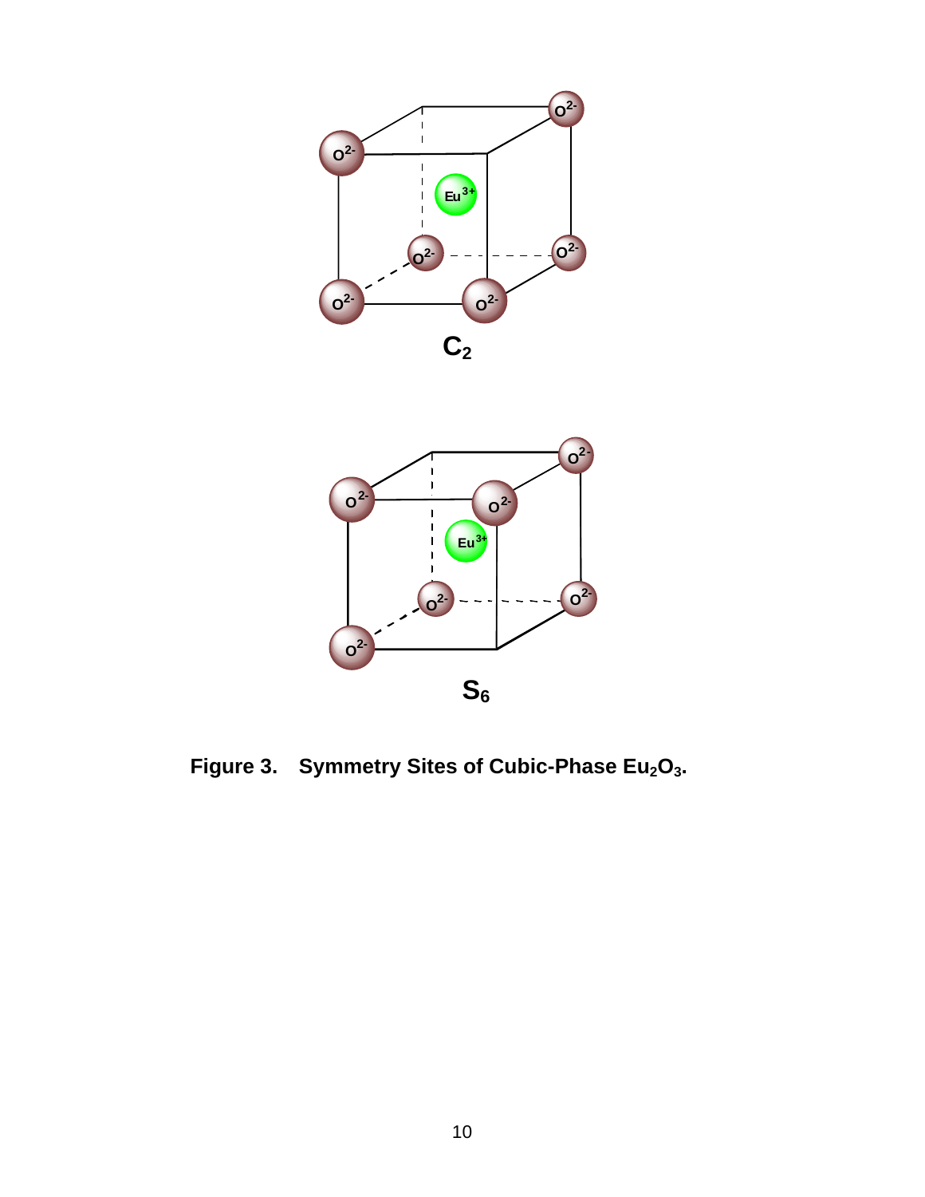**Figure 3.  Symmetry Sites of Cubic-Phase $Eu_2O_3$.**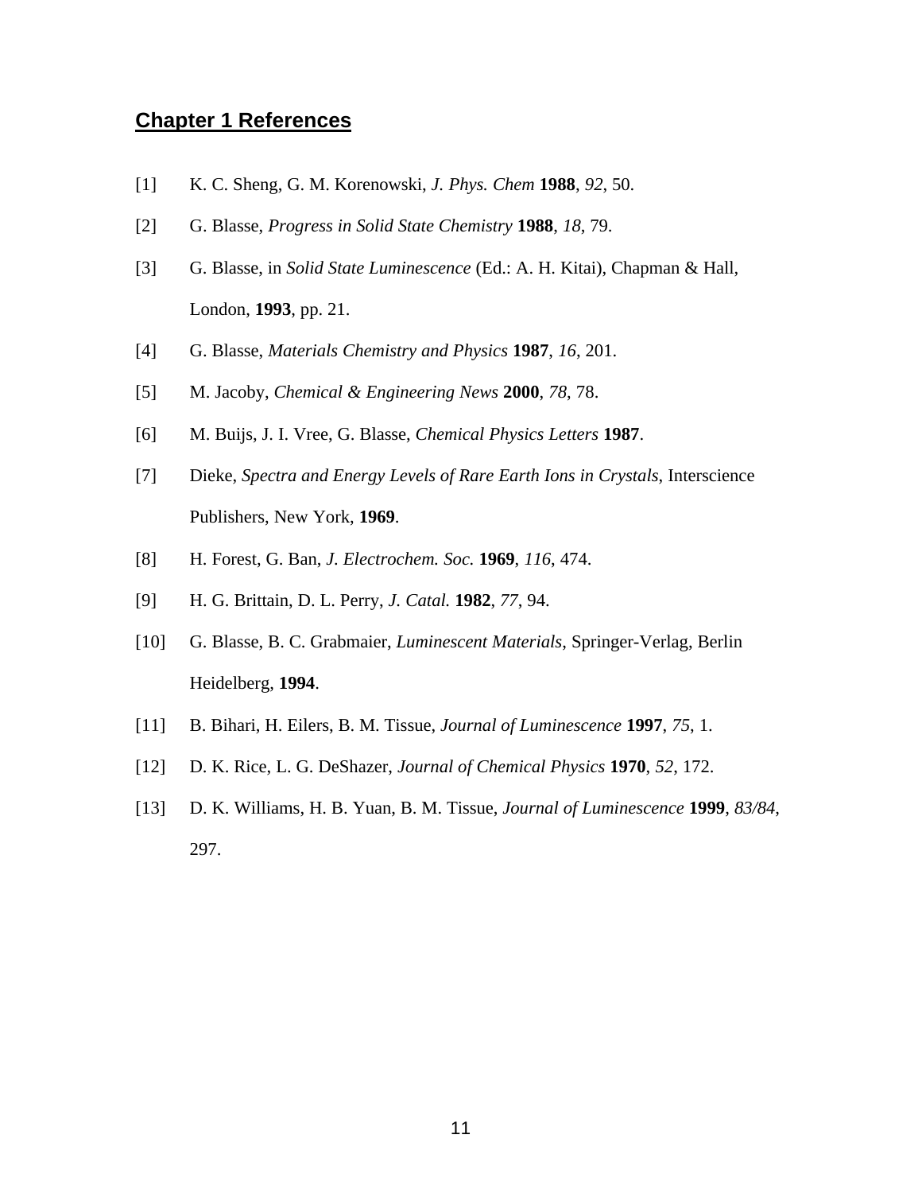## Chapter 1 References

[1] K. C. Sheng, G. M. Korenowski, *J. Phys. Chem* **1988**, *92*, 50.

[2] G. Blasse, *Progress in Solid State Chemistry* **1988**, *18*, 79.

[3] G. Blasse, in *Solid State Luminescence* (Ed.: A. H. Kitai), Chapman & Hall, London, **1993**, pp. 21.

[4] G. Blasse, *Materials Chemistry and Physics* **1987**, *16*, 201.

[5] M. Jacoby, *Chemical & Engineering News* **2000**, *78*, 78.

[6] M. Buijs, J. I. Vree, G. Blasse, *Chemical Physics Letters* **1987**.

[7] Dieke, *Spectra and Energy Levels of Rare Earth Ions in Crystals*, Interscience Publishers, New York, **1969**.

[8] H. Forest, G. Ban, *J. Electrochem. Soc.* **1969**, *116*, 474.

[9] H. G. Brittain, D. L. Perry, *J. Catal.* **1982**, *77*, 94.

[10] G. Blasse, B. C. Grabmaier, *Luminescent Materials*, Springer-Verlag, Berlin Heidelberg, **1994**.

[11] B. Bihari, H. Eilers, B. M. Tissue, *Journal of Luminescence* **1997**, *75*, 1.

[12] D. K. Rice, L. G. DeShazer, *Journal of Chemical Physics* **1970**, *52*, 172.

[13] D. K. Williams, H. B. Yuan, B. M. Tissue, *Journal of Luminescence* **1999**, *83/84*, 297.